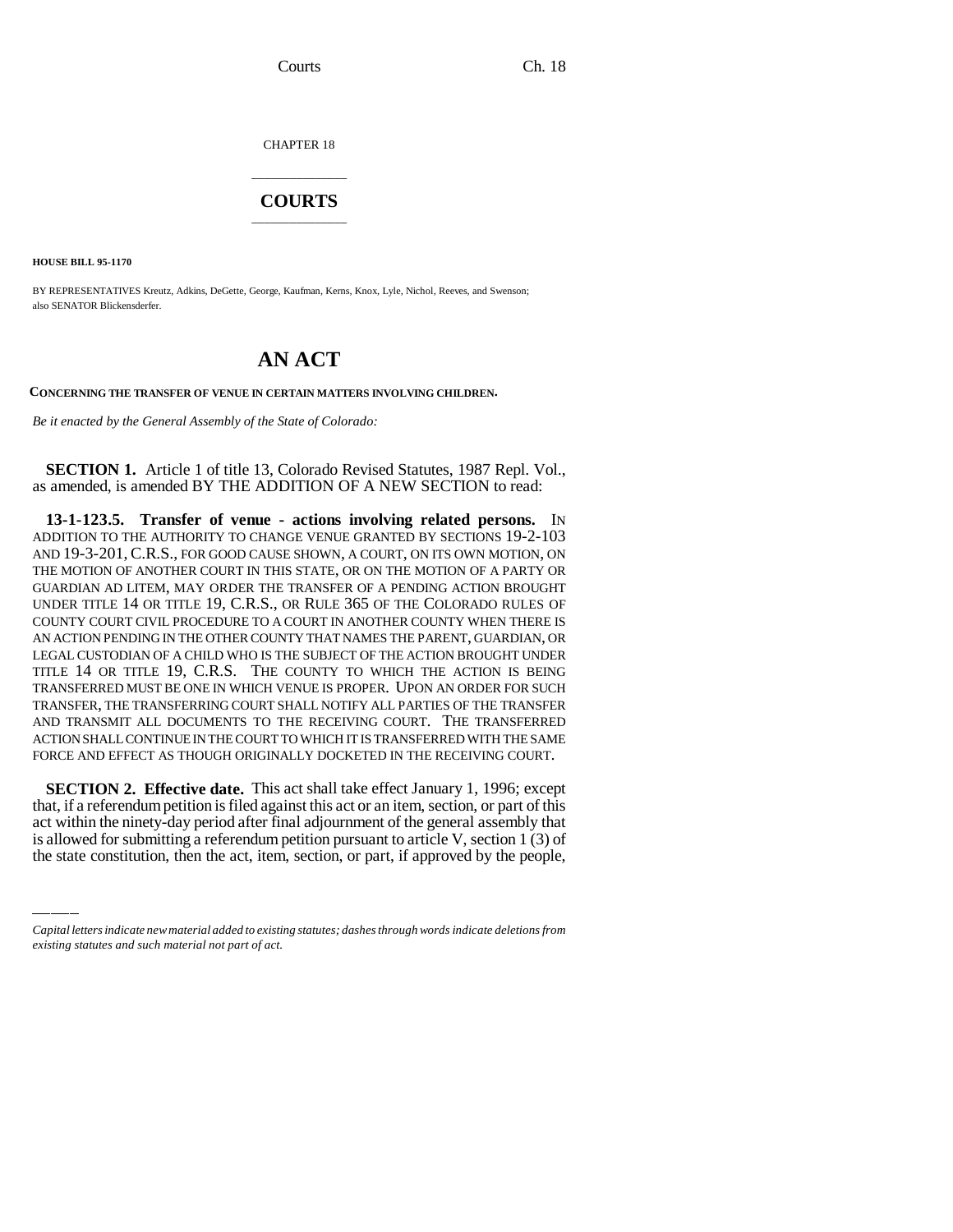CHAPTER 18

# COURTS

**HOUSE BILL 95-1170**

BY REPRESENTATIVES Kreutz, Adkins, DeGette, George, Kaufman, Kerns, Knox, Lyle, Nichol, Reeves, and Swenson; also SENATOR Blickensderfer.

# AN ACT

**CONCERNING THE TRANSFER OF VENUE IN CERTAIN MATTERS INVOLVING CHILDREN.**

*Be it enacted by the General Assembly of the State of Colorado:*

**SECTION 1.** Article 1 of title 13, Colorado Revised Statutes, 1987 Repl. Vol., as amended, is amended BY THE ADDITION OF A NEW SECTION to read:

**13-1-123.5. Transfer of venue - actions involving related persons.** IN ADDITION TO THE AUTHORITY TO CHANGE VENUE GRANTED BY SECTIONS 19-2-103 AND 19-3-201, C.R.S., FOR GOOD CAUSE SHOWN, A COURT, ON ITS OWN MOTION, ON THE MOTION OF ANOTHER COURT IN THIS STATE, OR ON THE MOTION OF A PARTY OR GUARDIAN AD LITEM, MAY ORDER THE TRANSFER OF A PENDING ACTION BROUGHT UNDER TITLE 14 OR TITLE 19, C.R.S., OR RULE 365 OF THE COLORADO RULES OF COUNTY COURT CIVIL PROCEDURE TO A COURT IN ANOTHER COUNTY WHEN THERE IS AN ACTION PENDING IN THE OTHER COUNTY THAT NAMES THE PARENT, GUARDIAN, OR LEGAL CUSTODIAN OF A CHILD WHO IS THE SUBJECT OF THE ACTION BROUGHT UNDER TITLE 14 OR TITLE 19, C.R.S. THE COUNTY TO WHICH THE ACTION IS BEING TRANSFERRED MUST BE ONE IN WHICH VENUE IS PROPER. UPON AN ORDER FOR SUCH TRANSFER, THE TRANSFERRING COURT SHALL NOTIFY ALL PARTIES OF THE TRANSFER AND TRANSMIT ALL DOCUMENTS TO THE RECEIVING COURT. THE TRANSFERRED ACTION SHALL CONTINUE IN THE COURT TO WHICH IT IS TRANSFERRED WITH THE SAME FORCE AND EFFECT AS THOUGH ORIGINALLY DOCKETED IN THE RECEIVING COURT.

**SECTION 2. Effective date.** This act shall take effect January 1, 1996; except that, if a referendum petition is filed against this act or an item, section, or part of this act within the ninety-day period after final adjournment of the general assembly that is allowed for submitting a referendum petition pursuant to article V, section 1 (3) of the state constitution, then the act, item, section, or part, if approved by the people,

*Capital letters indicate new material added to existing statutes; dashes through words indicate deletions from existing statutes and such material not part of act.*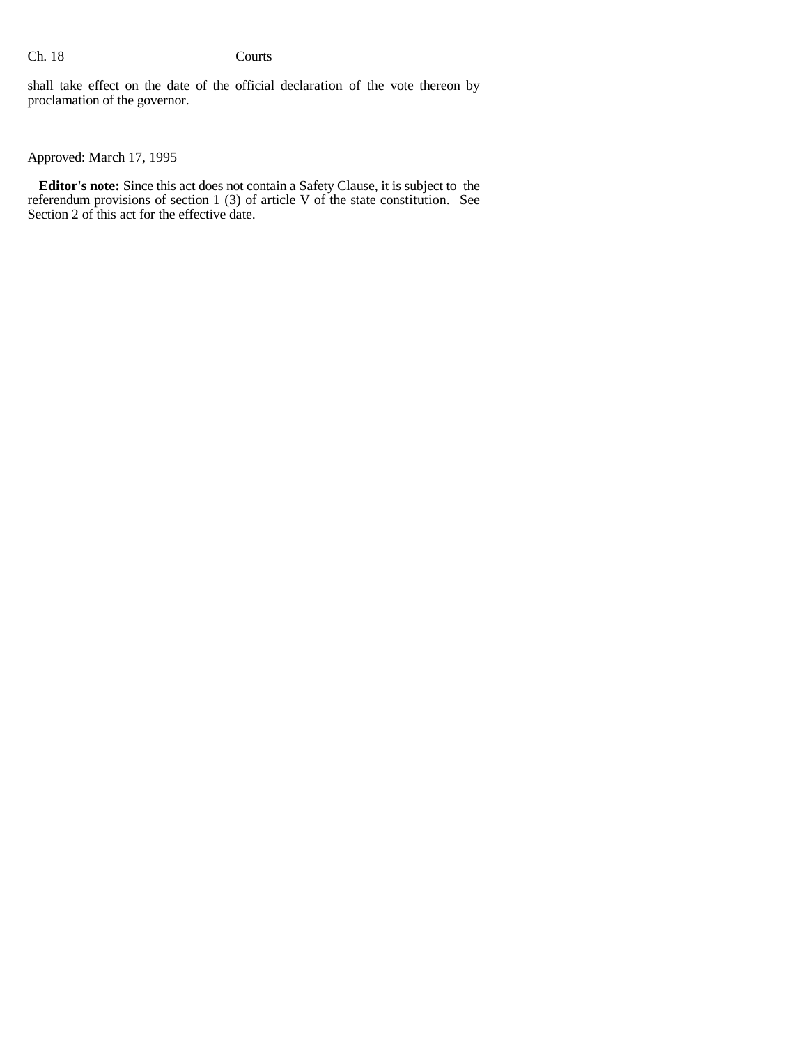shall take effect on the date of the official declaration of the vote thereon by proclamation of the governor.

Approved: March 17, 1995

**Editor's note:** Since this act does not contain a Safety Clause, it is subject to the referendum provisions of section 1 (3) of article V of the state constitution. See Section 2 of this act for the effective date.